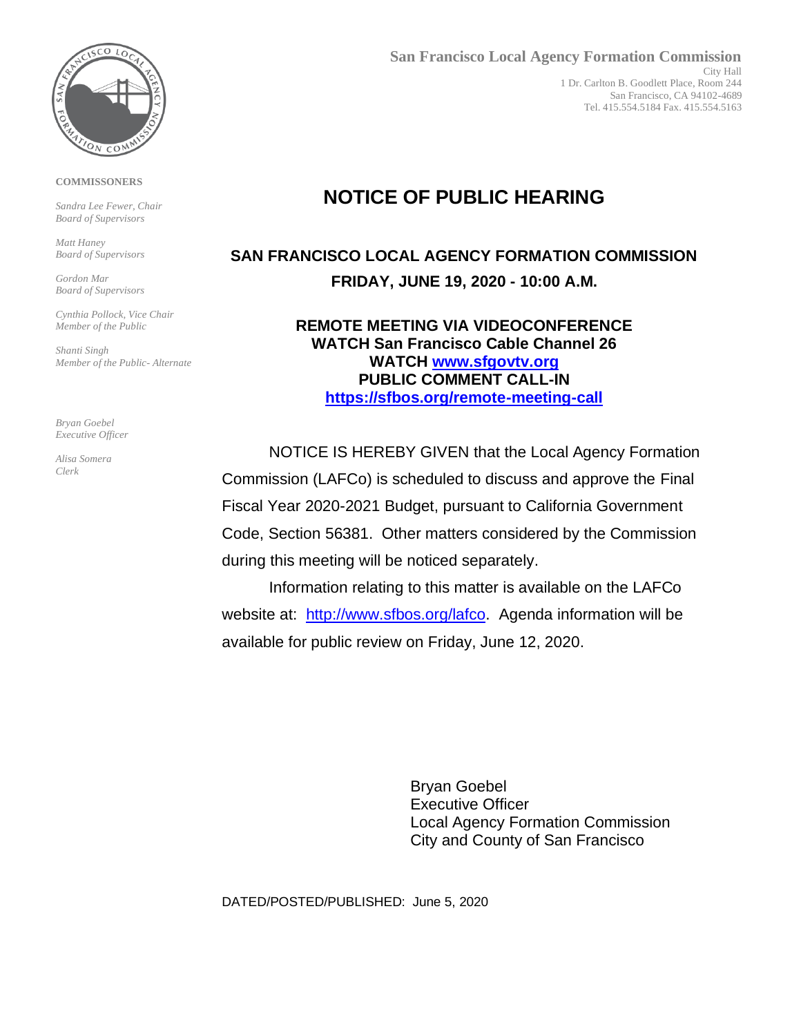**San Francisco Local Agency Formation Commission**
City Hall
1 Dr. Carlton B. Goodlett Place, Room 244
San Francisco, CA 94102-4689
Tel. 415.554.5184 Fax. 415.554.5163

**COMMISSONERS**

*Sandra Lee Fewer, Chair*
*Board of Supervisors*

*Matt Haney*
*Board of Supervisors*

*Gordon Mar*
*Board of Supervisors*

*Cynthia Pollock, Vice Chair*
*Member of the Public*

*Shanti Singh*
*Member of the Public- Alternate*

*Bryan Goebel*
*Executive Officer*

*Alisa Somera*
*Clerk*

# NOTICE OF PUBLIC HEARING

## SAN FRANCISCO LOCAL AGENCY FORMATION COMMISSION

**FRIDAY, JUNE 19, 2020 - 10:00 A.M.**

**REMOTE MEETING VIA VIDEOCONFERENCE**
**WATCH San Francisco Cable Channel 26**
**WATCH [www.sfgovtv.org](www.sfgovtv.org)**
**PUBLIC COMMENT CALL-IN**
**[https://sfbos.org/remote-meeting-call](https://sfbos.org/remote-meeting-call)**

NOTICE IS HEREBY GIVEN that the Local Agency Formation Commission (LAFCo) is scheduled to discuss and approve the Final Fiscal Year 2020-2021 Budget, pursuant to California Government Code, Section 56381. Other matters considered by the Commission during this meeting will be noticed separately.

Information relating to this matter is available on the LAFCo website at: [http://www.sfbos.org/lafco](http://www.sfbos.org/lafco). Agenda information will be available for public review on Friday, June 12, 2020.

Bryan Goebel
Executive Officer
Local Agency Formation Commission
City and County of San Francisco

DATED/POSTED/PUBLISHED: June 5, 2020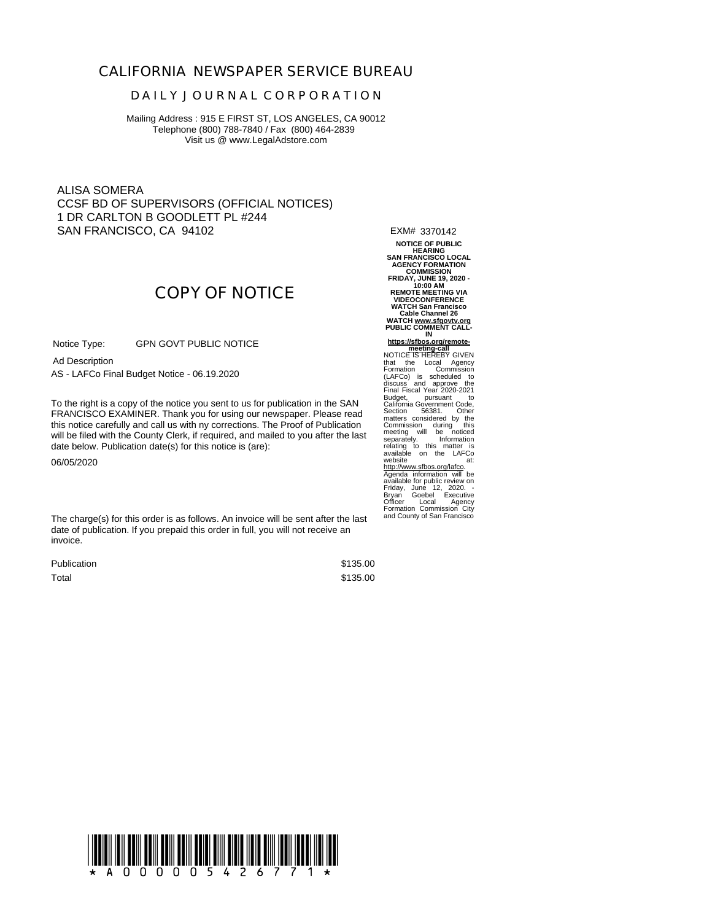# CALIFORNIA NEWSPAPER SERVICE BUREAU

## DAILY JOURNAL CORPORATION

Mailing Address : 915 E FIRST ST, LOS ANGELES, CA 90012
Telephone (800) 788-7840 / Fax (800) 464-2839
Visit us @ www.LegalAdstore.com

ALISA SOMERA
CCSF BD OF SUPERVISORS (OFFICIAL NOTICES)
1 DR CARLTON B GOODLETT PL #244
SAN FRANCISCO, CA 94102

## COPY OF NOTICE

Notice Type: GPN GOVT PUBLIC NOTICE

Ad Description

AS - LAFCo Final Budget Notice - 06.19.2020

To the right is a copy of the notice you sent to us for publication in the SAN FRANCISCO EXAMINER. Thank you for using our newspaper. Please read this notice carefully and call us with ny corrections. The Proof of Publication will be filed with the County Clerk, if required, and mailed to you after the last date below. Publication date(s) for this notice is (are):

06/05/2020

The charge(s) for this order is as follows. An invoice will be sent after the last date of publication. If you prepaid this order in full, you will not receive an invoice.

| | |
|---|---|
| Publication | $135.00 |
| Total | $135.00 |

EXM# 3370142

**NOTICE OF PUBLIC HEARING SAN FRANCISCO LOCAL AGENCY FORMATION COMMISSION FRIDAY, JUNE 19, 2020 - 10:00 AM REMOTE MEETING VIA VIDEOCONFERENCE WATCH San Francisco Cable Channel 26 WATCH www.sfgovtv.org PUBLIC COMMENT CALL-IN https://sfbos.org/remote-meeting-call**

NOTICE IS HEREBY GIVEN that the Local Agency Formation Commission (LAFCo) is scheduled to discuss and approve the Final Fiscal Year 2020-2021 Budget, pursuant to California Government Code, Section 56381. Other matters considered by the Commission during this meeting will be noticed separately. Information relating to this matter is available on the LAFCo website at: http://www.sfbos.org/lafco. Agenda information will be available for public review on Friday, June 12, 2020. - Bryan Goebel Executive Officer Local Agency Formation Commission City and County of San Francisco

*A0000005426771*